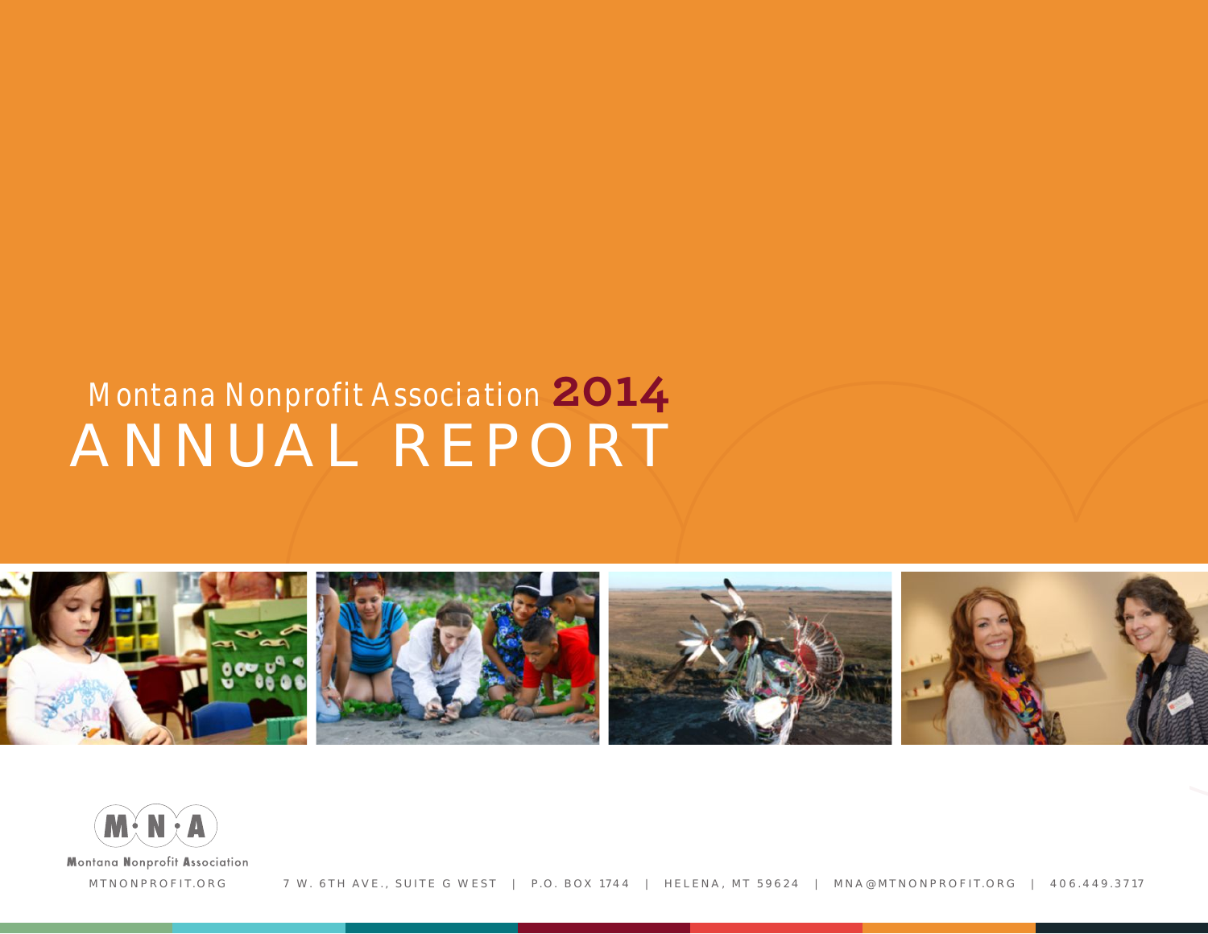# Montana Nonprofit Association 2014
# ANNUAL REPORT

M·N·A

Montana Nonprofit Association

MTNONPROFIT.ORG    7 W. 6TH AVE., SUITE G WEST | P.O. BOX 1744 | HELENA, MT 59624 | MNA@MTNONPROFIT.ORG | 406.449.3717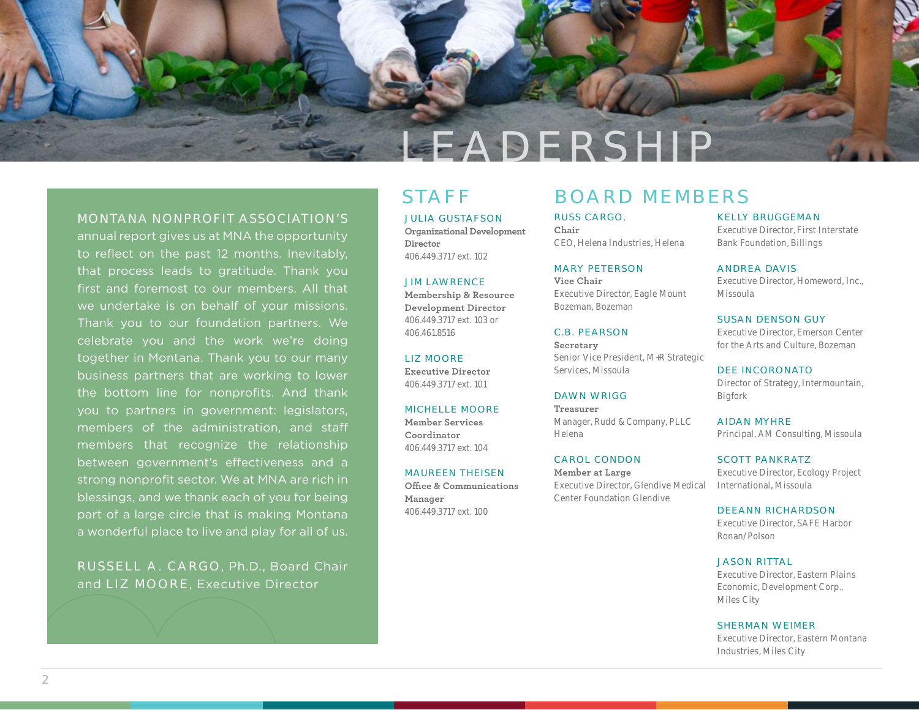# LEADERSHIP

MONTANA NONPROFIT ASSOCIATION'S annual report gives us at MNA the opportunity to reflect on the past 12 months. Inevitably, that process leads to gratitude. Thank you first and foremost to our members. All that we undertake is on behalf of your missions. Thank you to our foundation partners. We celebrate you and the work we're doing together in Montana. Thank you to our many business partners that are working to lower the bottom line for nonprofits. And thank you to partners in government: legislators, members of the administration, and staff members that recognize the relationship between government's effectiveness and a strong nonprofit sector. We at MNA are rich in blessings, and we thank each of you for being part of a large circle that is making Montana a wonderful place to live and play for all of us.

RUSSELL A. CARGO, Ph.D., Board Chair and LIZ MOORE, Executive Director

## STAFF

JULIA GUSTAFSON
**Organizational Development Director**
406.449.3717 ext. 102

JIM LAWRENCE
**Membership & Resource Development Director**
406.449.3717 ext. 103 or 406.461.8516

LIZ MOORE
**Executive Director**
406.449.3717 ext. 101

MICHELLE MOORE
**Member Services Coordinator**
406.449.3717 ext. 104

MAUREEN THEISEN
**Office & Communications Manager**
406.449.3717 ext. 100

## BOARD MEMBERS

RUSS CARGO,
**Chair**
CEO, Helena Industries, Helena

MARY PETERSON
**Vice Chair**
Executive Director, Eagle Mount Bozeman, Bozeman

C.B. PEARSON
**Secretary**
Senior Vice President, M+R Strategic Services, Missoula

DAWN WRIGG
**Treasurer**
Manager, Rudd & Company, PLLC Helena

CAROL CONDON
**Member at Large**
Executive Director, Glendive Medical Center Foundation Glendive

KELLY BRUGGEMAN
Executive Director, First Interstate Bank Foundation, Billings

ANDREA DAVIS
Executive Director, Homeword, Inc., Missoula

SUSAN DENSON GUY
Executive Director, Emerson Center for the Arts and Culture, Bozeman

DEE INCORONATO
Director of Strategy, Intermountain, Bigfork

AIDAN MYHRE
Principal, AM Consulting, Missoula

SCOTT PANKRATZ
Executive Director, Ecology Project International, Missoula

DEEANN RICHARDSON
Executive Director, SAFE Harbor Ronan/Polson

JASON RITTAL
Executive Director, Eastern Plains Economic, Development Corp., Miles City

SHERMAN WEIMER
Executive Director, Eastern Montana Industries, Miles City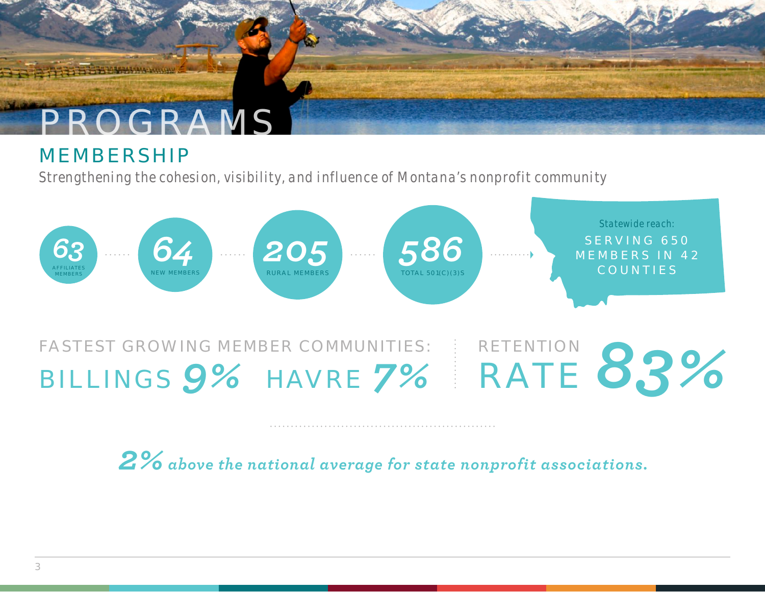# PROGRAMS

## MEMBERSHIP

*Strengthening the cohesion, visibility, and influence of Montana's nonprofit community*

**63** AFFILIATES MEMBERS

**64** NEW MEMBERS

**205** RURAL MEMBERS

**586** TOTAL 501(C)(3)S

*Statewide reach:* SERVING 650 MEMBERS IN 42 COUNTIES

FASTEST GROWING MEMBER COMMUNITIES:
BILLINGS **9%** HAVRE **7%**

RETENTION RATE **83%**

***2%** above the national average for state nonprofit associations.*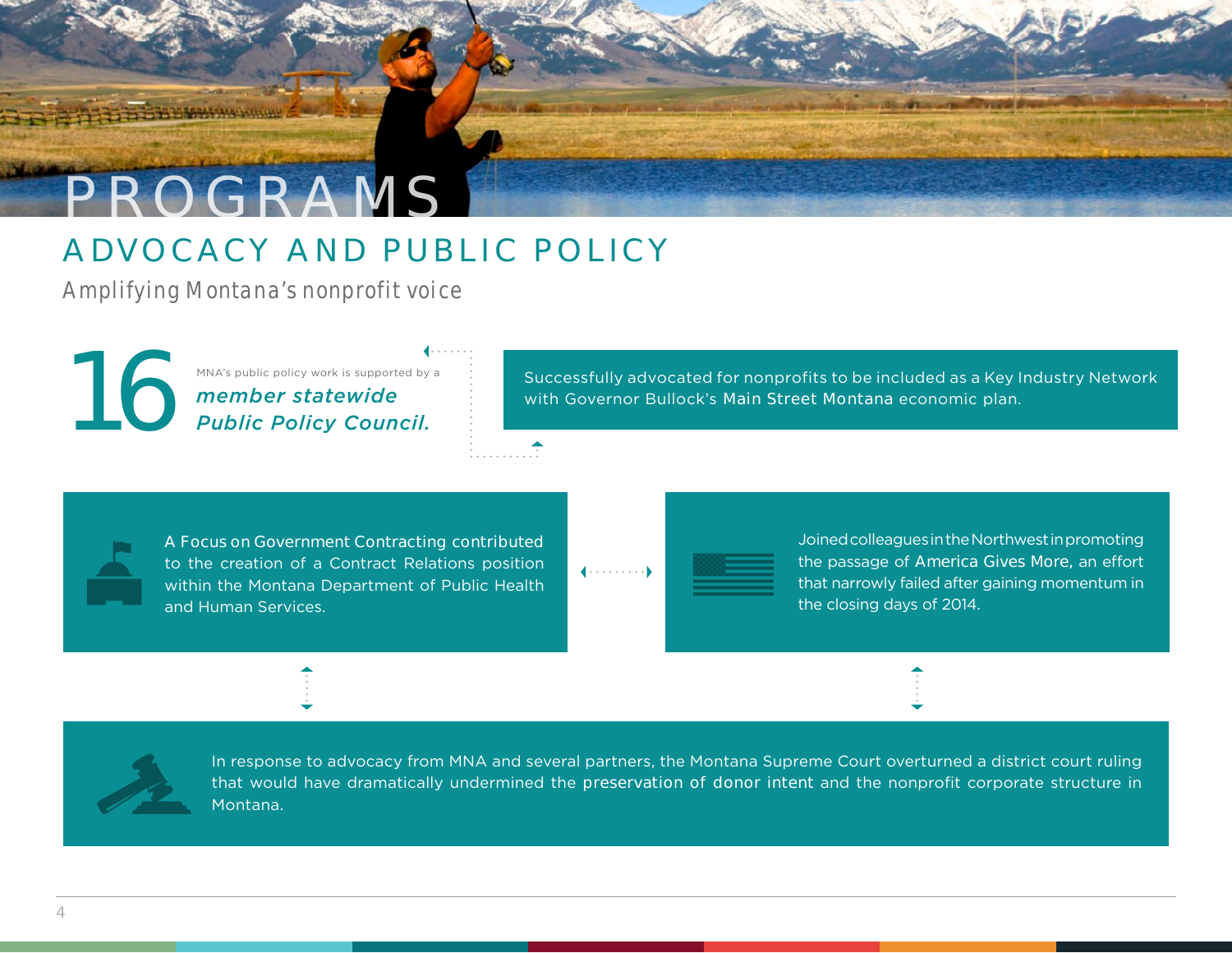# PROGRAMS

## ADVOCACY AND PUBLIC POLICY

Amplifying Montana's nonprofit voice

**16** MNA's public policy work is supported by a ***member statewide Public Policy Council.***

Successfully advocated for nonprofits to be included as a Key Industry Network with Governor Bullock's Main Street Montana economic plan.

A Focus on Government Contracting contributed to the creation of a Contract Relations position within the Montana Department of Public Health and Human Services.

Joined colleagues in the Northwest in promoting the passage of America Gives More, an effort that narrowly failed after gaining momentum in the closing days of 2014.

In response to advocacy from MNA and several partners, the Montana Supreme Court overturned a district court ruling that would have dramatically undermined the preservation of donor intent and the nonprofit corporate structure in Montana.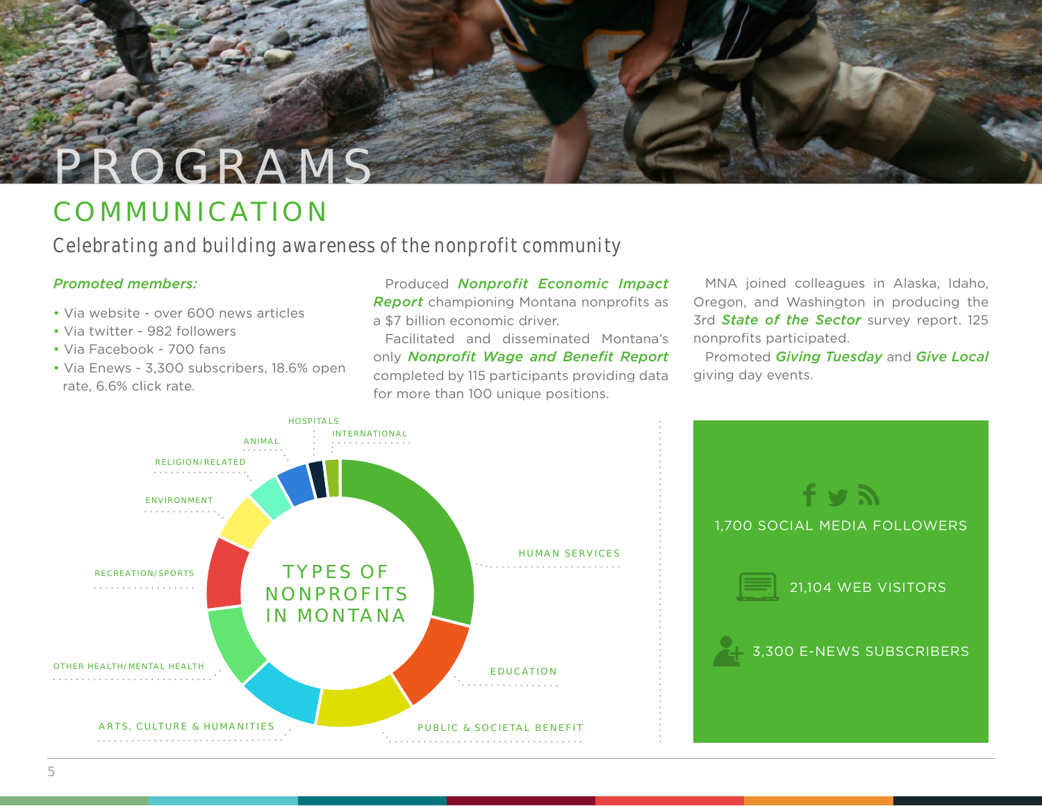# PROGRAMS

## COMMUNICATION

Celebrating and building awareness of the nonprofit community

***Promoted members:***

- Via website - over 600 news articles
- Via twitter - 982 followers
- Via Facebook - 700 fans
- Via Enews - 3,300 subscribers, 18.6% open rate, 6.6% click rate.

Produced ***Nonprofit Economic Impact Report*** championing Montana nonprofits as a $7 billion economic driver.

Facilitated and disseminated Montana's only ***Nonprofit Wage and Benefit Report*** completed by 115 participants providing data for more than 100 unique positions.

MNA joined colleagues in Alaska, Idaho, Oregon, and Washington in producing the 3rd ***State of the Sector*** survey report. 125 nonprofits participated.

Promoted ***Giving Tuesday*** and ***Give Local*** giving day events.

TYPES OF NONPROFITS IN MONTANA

- HUMAN SERVICES
- EDUCATION
- PUBLIC & SOCIETAL BENEFIT
- ARTS, CULTURE & HUMANITIES
- OTHER HEALTH/MENTAL HEALTH
- RECREATION/SPORTS
- ENVIRONMENT
- RELIGION/RELATED
- ANIMAL
- HOSPITALS
- INTERNATIONAL

1,700 SOCIAL MEDIA FOLLOWERS

21,104 WEB VISITORS

3,300 E-NEWS SUBSCRIBERS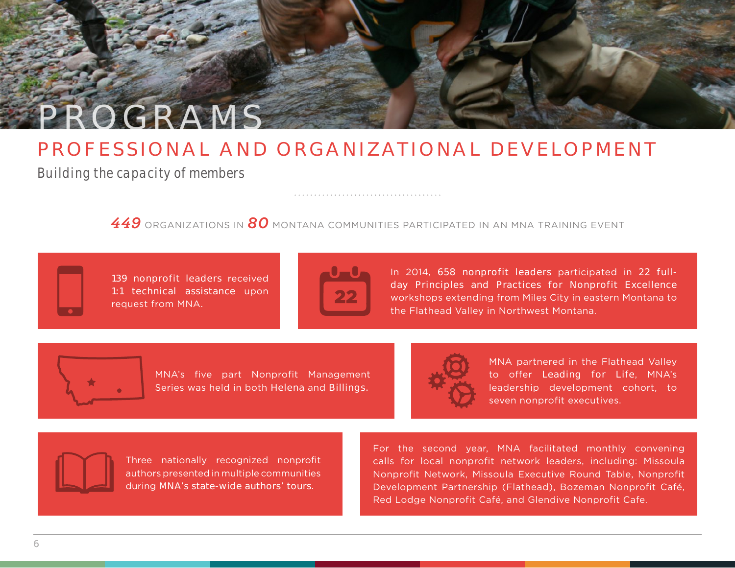# PROGRAMS

## PROFESSIONAL AND ORGANIZATIONAL DEVELOPMENT

Building the capacity of members

**449** ORGANIZATIONS IN **80** MONTANA COMMUNITIES PARTICIPATED IN AN MNA TRAINING EVENT

139 nonprofit leaders received 1:1 technical assistance upon request from MNA.

In 2014, 658 nonprofit leaders participated in 22 full-day Principles and Practices for Nonprofit Excellence workshops extending from Miles City in eastern Montana to the Flathead Valley in Northwest Montana.

MNA's five part Nonprofit Management Series was held in both Helena and Billings.

MNA partnered in the Flathead Valley to offer Leading for Life, MNA's leadership development cohort, to seven nonprofit executives.

Three nationally recognized nonprofit authors presented in multiple communities during MNA's state-wide authors' tours.

For the second year, MNA facilitated monthly convening calls for local nonprofit network leaders, including: Missoula Nonprofit Network, Missoula Executive Round Table, Nonprofit Development Partnership (Flathead), Bozeman Nonprofit Café, Red Lodge Nonprofit Café, and Glendive Nonprofit Cafe.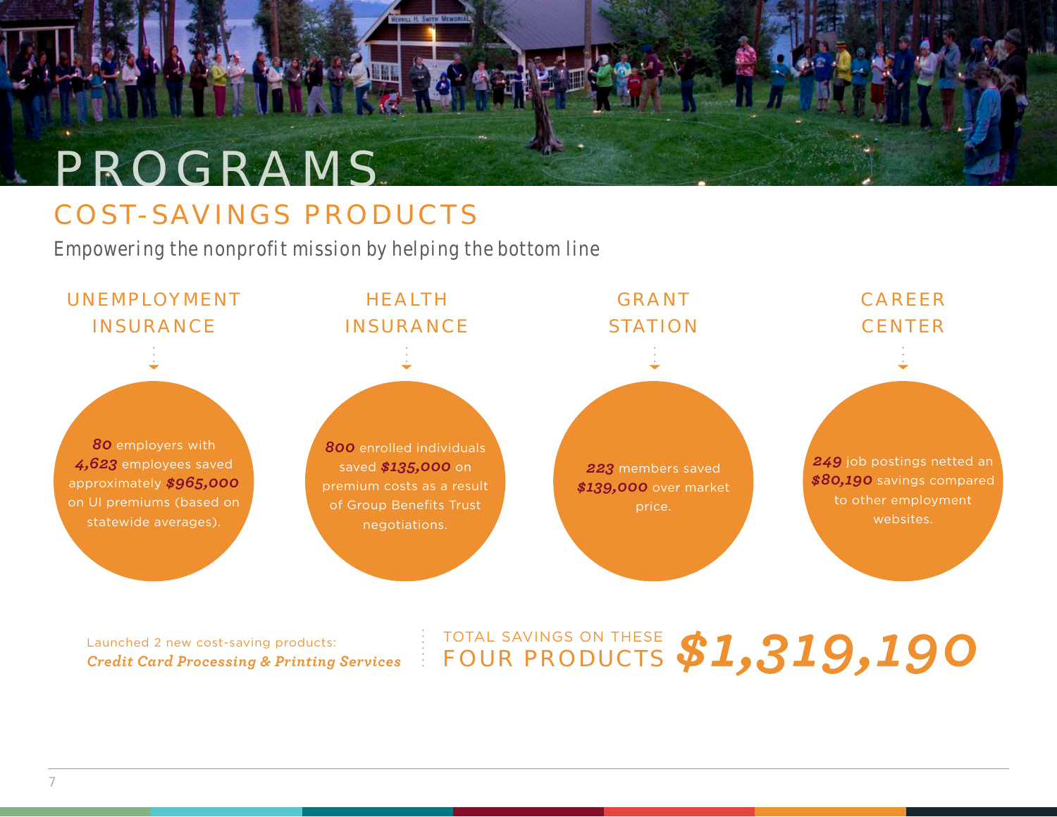# PROGRAMS

## COST-SAVINGS PRODUCTS

Empowering the nonprofit mission by helping the bottom line

### UNEMPLOYMENT INSURANCE

***80*** employers with ***4,623*** employees saved approximately ***$965,000*** on UI premiums (based on statewide averages).

### HEALTH INSURANCE

***800*** enrolled individuals saved ***$135,000*** on premium costs as a result of Group Benefits Trust negotiations.

### GRANT STATION

***223*** members saved ***$139,000*** over market price.

### CAREER CENTER

***249*** job postings netted an ***$80,190*** savings compared to other employment websites.

Launched 2 new cost-saving products:
***Credit Card Processing & Printing Services***

TOTAL SAVINGS ON THESE FOUR PRODUCTS ***$1,319,190***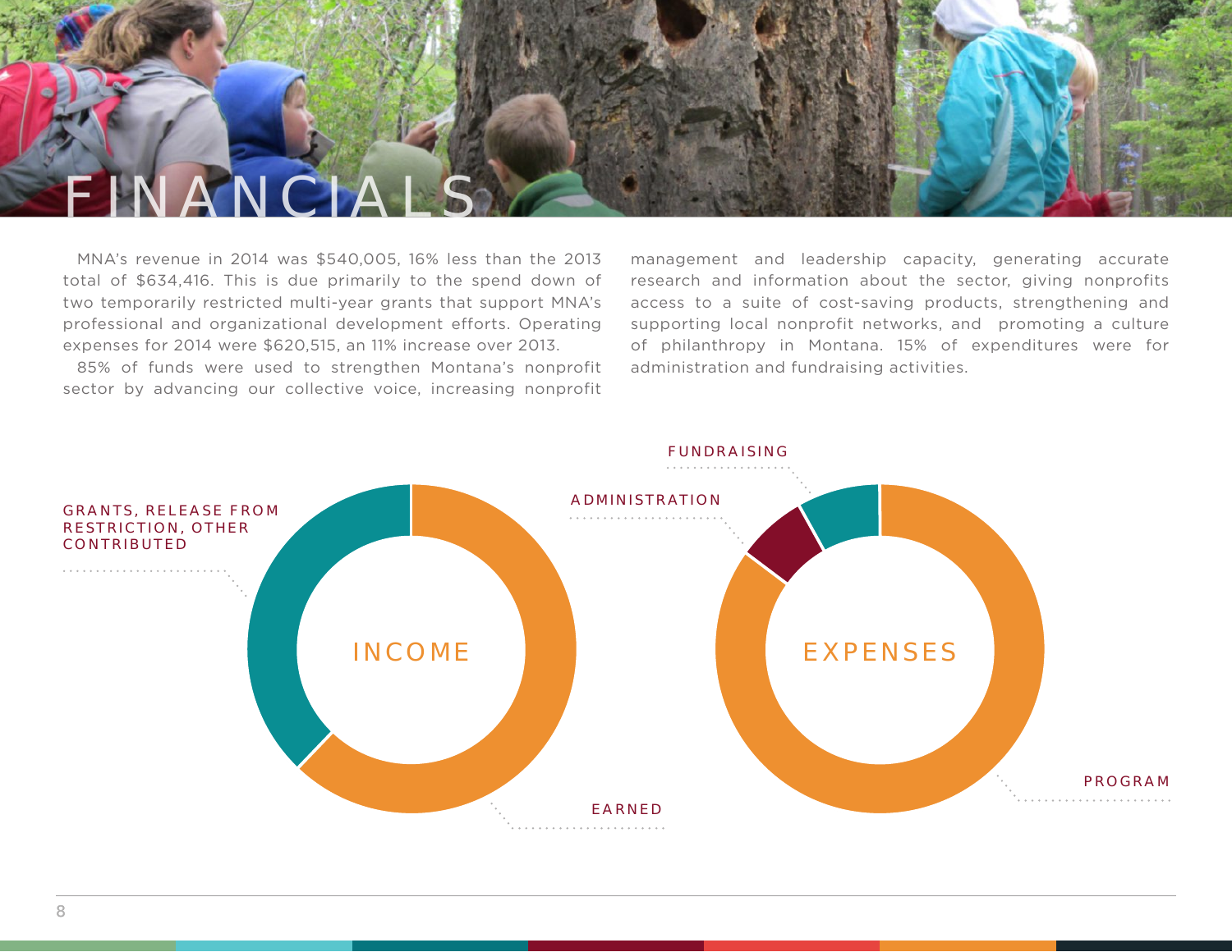# FINANCIALS

MNA's revenue in 2014 was $540,005, 16% less than the 2013 total of $634,416. This is due primarily to the spend down of two temporarily restricted multi-year grants that support MNA's professional and organizational development efforts. Operating expenses for 2014 were $620,515, an 11% increase over 2013.

85% of funds were used to strengthen Montana's nonprofit sector by advancing our collective voice, increasing nonprofit management and leadership capacity, generating accurate research and information about the sector, giving nonprofits access to a suite of cost-saving products, strengthening and supporting local nonprofit networks, and promoting a culture of philanthropy in Montana. 15% of expenditures were for administration and fundraising activities.

INCOME

- GRANTS, RELEASE FROM RESTRICTION, OTHER CONTRIBUTED
- EARNED

EXPENSES

- FUNDRAISING
- ADMINISTRATION
- PROGRAM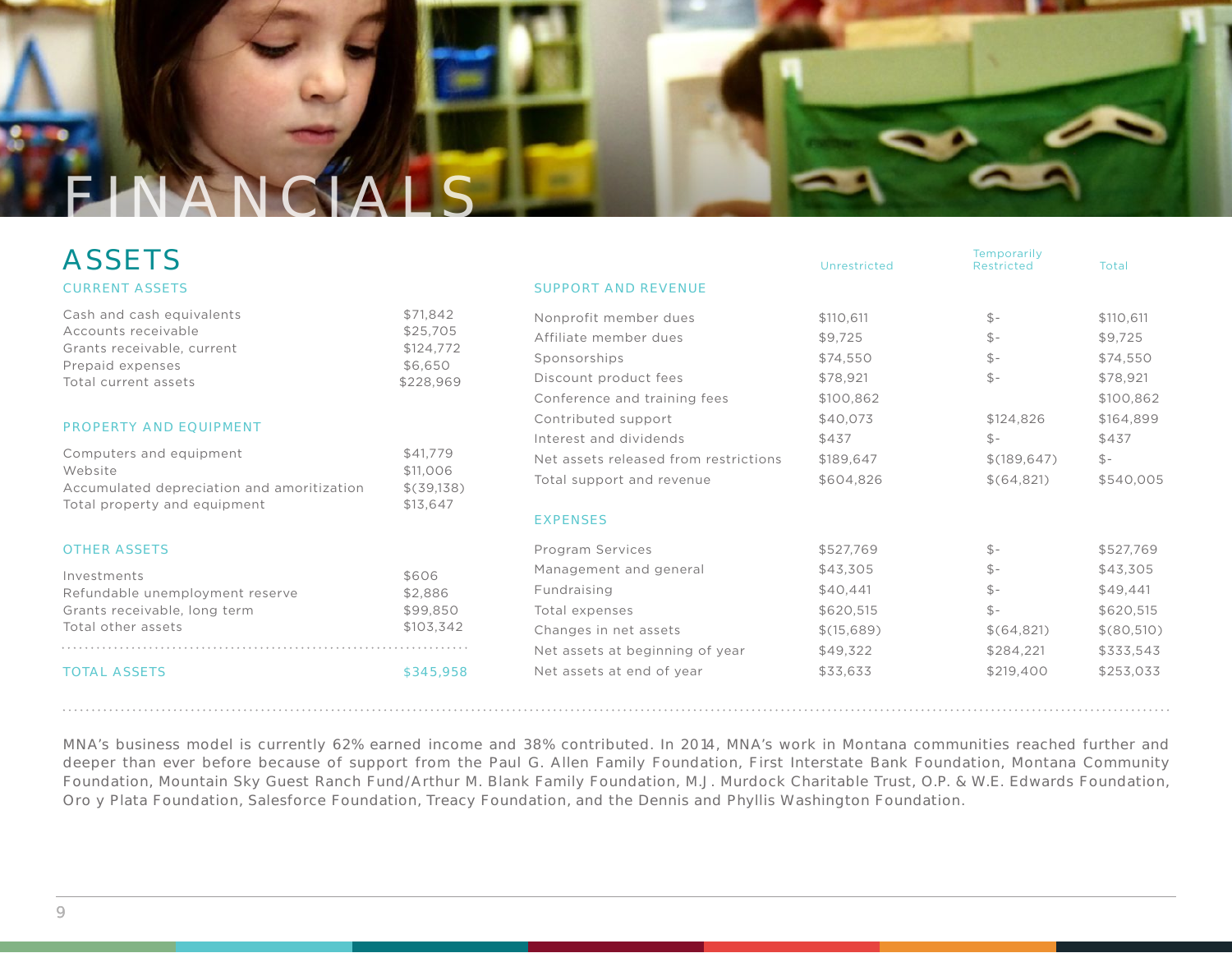# FINANCIALS

## ASSETS

### CURRENT ASSETS

| | |
|---|---|
| Cash and cash equivalents | $71,842 |
| Accounts receivable | $25,705 |
| Grants receivable, current | $124,772 |
| Prepaid expenses | $6,650 |
| Total current assets | $228,969 |

### PROPERTY AND EQUIPMENT

| | |
|---|---|
| Computers and equipment | $41,779 |
| Website | $11,006 |
| Accumulated depreciation and amoritization | $(39,138) |
| Total property and equipment | $13,647 |

### OTHER ASSETS

| | |
|---|---|
| Investments | $606 |
| Refundable unemployment reserve | $2,886 |
| Grants receivable, long term | $99,850 |
| Total other assets | $103,342 |

**TOTAL ASSETS** $345,958

| | Unrestricted | Temporarily Restricted | Total |
|---|---|---|---|
| **SUPPORT AND REVENUE** | | | |
| Nonprofit member dues | $110,611 | $- | $110,611 |
| Affiliate member dues | $9,725 | $- | $9,725 |
| Sponsorships | $74,550 | $- | $74,550 |
| Discount product fees | $78,921 | $- | $78,921 |
| Conference and training fees | $100,862 | | $100,862 |
| Contributed support | $40,073 | $124,826 | $164,899 |
| Interest and dividends | $437 | $- | $437 |
| Net assets released from restrictions | $189,647 | $(189,647) | $- |
| Total support and revenue | $604,826 | $(64,821) | $540,005 |
| **EXPENSES** | | | |
| Program Services | $527,769 | $- | $527,769 |
| Management and general | $43,305 | $- | $43,305 |
| Fundraising | $40,441 | $- | $49,441 |
| Total expenses | $620,515 | $- | $620,515 |
| Changes in net assets | $(15,689) | $(64,821) | $(80,510) |
| Net assets at beginning of year | $49,322 | $284,221 | $333,543 |
| Net assets at end of year | $33,633 | $219,400 | $253,033 |

MNA's business model is currently 62% earned income and 38% contributed. In 2014, MNA's work in Montana communities reached further and deeper than ever before because of support from the Paul G. Allen Family Foundation, First Interstate Bank Foundation, Montana Community Foundation, Mountain Sky Guest Ranch Fund/Arthur M. Blank Family Foundation, M.J. Murdock Charitable Trust, O.P. & W.E. Edwards Foundation, Oro y Plata Foundation, Salesforce Foundation, Treacy Foundation, and the Dennis and Phyllis Washington Foundation.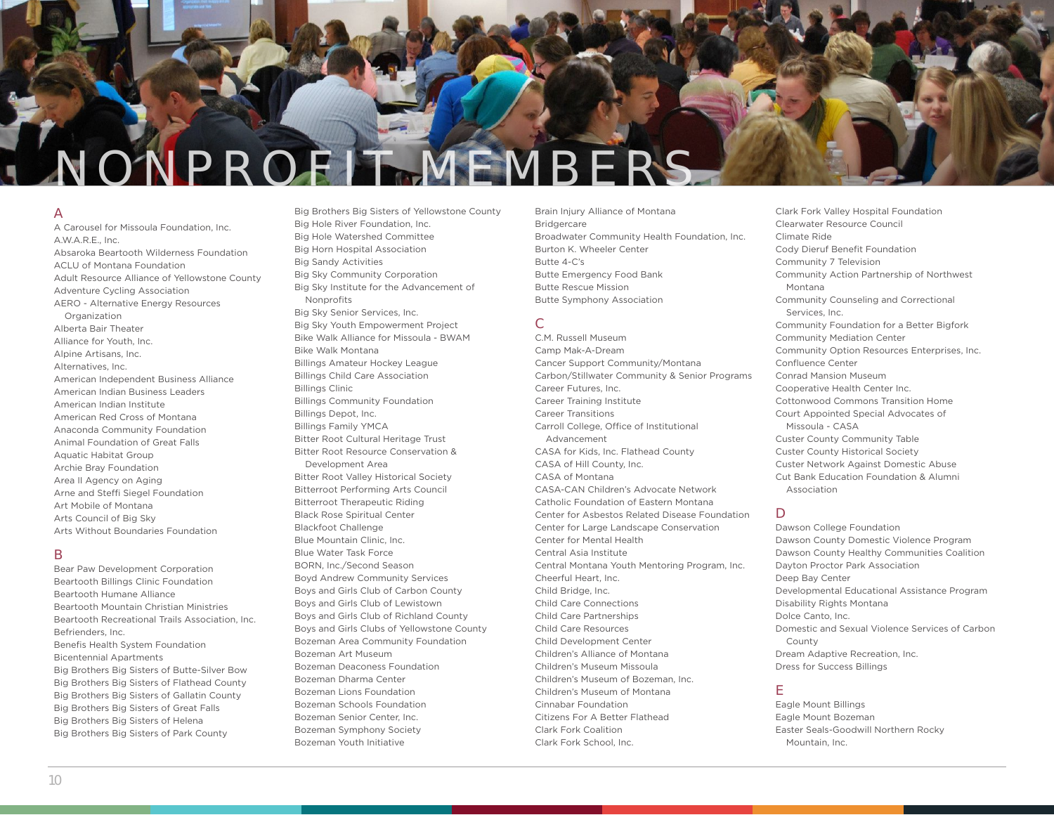# NONPROFIT MEMBERS

## A

A Carousel for Missoula Foundation, Inc.
A.W.A.R.E., Inc.
Absaroka Beartooth Wilderness Foundation
ACLU of Montana Foundation
Adult Resource Alliance of Yellowstone County
Adventure Cycling Association
AERO - Alternative Energy Resources Organization
Alberta Bair Theater
Alliance for Youth, Inc.
Alpine Artisans, Inc.
Alternatives, Inc.
American Independent Business Alliance
American Indian Business Leaders
American Indian Institute
American Red Cross of Montana
Anaconda Community Foundation
Animal Foundation of Great Falls
Aquatic Habitat Group
Archie Bray Foundation
Area II Agency on Aging
Arne and Steffi Siegel Foundation
Art Mobile of Montana
Arts Council of Big Sky
Arts Without Boundaries Foundation

## B

Bear Paw Development Corporation
Beartooth Billings Clinic Foundation
Beartooth Humane Alliance
Beartooth Mountain Christian Ministries
Beartooth Recreational Trails Association, Inc.
Befrienders, Inc.
Benefis Health System Foundation
Bicentennial Apartments
Big Brothers Big Sisters of Butte-Silver Bow
Big Brothers Big Sisters of Flathead County
Big Brothers Big Sisters of Gallatin County
Big Brothers Big Sisters of Great Falls
Big Brothers Big Sisters of Helena
Big Brothers Big Sisters of Park County
Big Brothers Big Sisters of Yellowstone County
Big Hole River Foundation, Inc.
Big Hole Watershed Committee
Big Horn Hospital Association
Big Sandy Activities
Big Sky Community Corporation
Big Sky Institute for the Advancement of Nonprofits
Big Sky Senior Services, Inc.
Big Sky Youth Empowerment Project
Bike Walk Alliance for Missoula - BWAM
Bike Walk Montana
Billings Amateur Hockey League
Billings Child Care Association
Billings Clinic
Billings Community Foundation
Billings Depot, Inc.
Billings Family YMCA
Bitter Root Cultural Heritage Trust
Bitter Root Resource Conservation & Development Area
Bitter Root Valley Historical Society
Bitterroot Performing Arts Council
Bitterroot Therapeutic Riding
Black Rose Spiritual Center
Blackfoot Challenge
Blue Mountain Clinic, Inc.
Blue Water Task Force
BORN, Inc./Second Season
Boyd Andrew Community Services
Boys and Girls Club of Carbon County
Boys and Girls Club of Lewistown
Boys and Girls Club of Richland County
Boys and Girls Clubs of Yellowstone County
Bozeman Area Community Foundation
Bozeman Art Museum
Bozeman Deaconess Foundation
Bozeman Dharma Center
Bozeman Lions Foundation
Bozeman Schools Foundation
Bozeman Senior Center, Inc.
Bozeman Symphony Society
Bozeman Youth Initiative
Brain Injury Alliance of Montana
Bridgercare
Broadwater Community Health Foundation, Inc.
Burton K. Wheeler Center
Butte 4-C's
Butte Emergency Food Bank
Butte Rescue Mission
Butte Symphony Association

## C

C.M. Russell Museum
Camp Mak-A-Dream
Cancer Support Community/Montana
Carbon/Stillwater Community & Senior Programs
Career Futures, Inc.
Career Training Institute
Career Transitions
Carroll College, Office of Institutional Advancement
CASA for Kids, Inc. Flathead County
CASA of Hill County, Inc.
CASA of Montana
CASA-CAN Children's Advocate Network
Catholic Foundation of Eastern Montana
Center for Asbestos Related Disease Foundation
Center for Large Landscape Conservation
Center for Mental Health
Central Asia Institute
Central Montana Youth Mentoring Program, Inc.
Cheerful Heart, Inc.
Child Bridge, Inc.
Child Care Connections
Child Care Partnerships
Child Care Resources
Child Development Center
Children's Alliance of Montana
Children's Museum Missoula
Children's Museum of Bozeman, Inc.
Children's Museum of Montana
Cinnabar Foundation
Citizens For A Better Flathead
Clark Fork Coalition
Clark Fork School, Inc.
Clark Fork Valley Hospital Foundation
Clearwater Resource Council
Climate Ride
Cody Dieruf Benefit Foundation
Community 7 Television
Community Action Partnership of Northwest Montana
Community Counseling and Correctional Services, Inc.
Community Foundation for a Better Bigfork
Community Mediation Center
Community Option Resources Enterprises, Inc.
Confluence Center
Conrad Mansion Museum
Cooperative Health Center Inc.
Cottonwood Commons Transition Home
Court Appointed Special Advocates of Missoula - CASA
Custer County Community Table
Custer County Historical Society
Custer Network Against Domestic Abuse
Cut Bank Education Foundation & Alumni Association

## D

Dawson College Foundation
Dawson County Domestic Violence Program
Dawson County Healthy Communities Coalition
Dayton Proctor Park Association
Deep Bay Center
Developmental Educational Assistance Program
Disability Rights Montana
Dolce Canto, Inc.
Domestic and Sexual Violence Services of Carbon County
Dream Adaptive Recreation, Inc.
Dress for Success Billings

## E

Eagle Mount Billings
Eagle Mount Bozeman
Easter Seals-Goodwill Northern Rocky Mountain, Inc.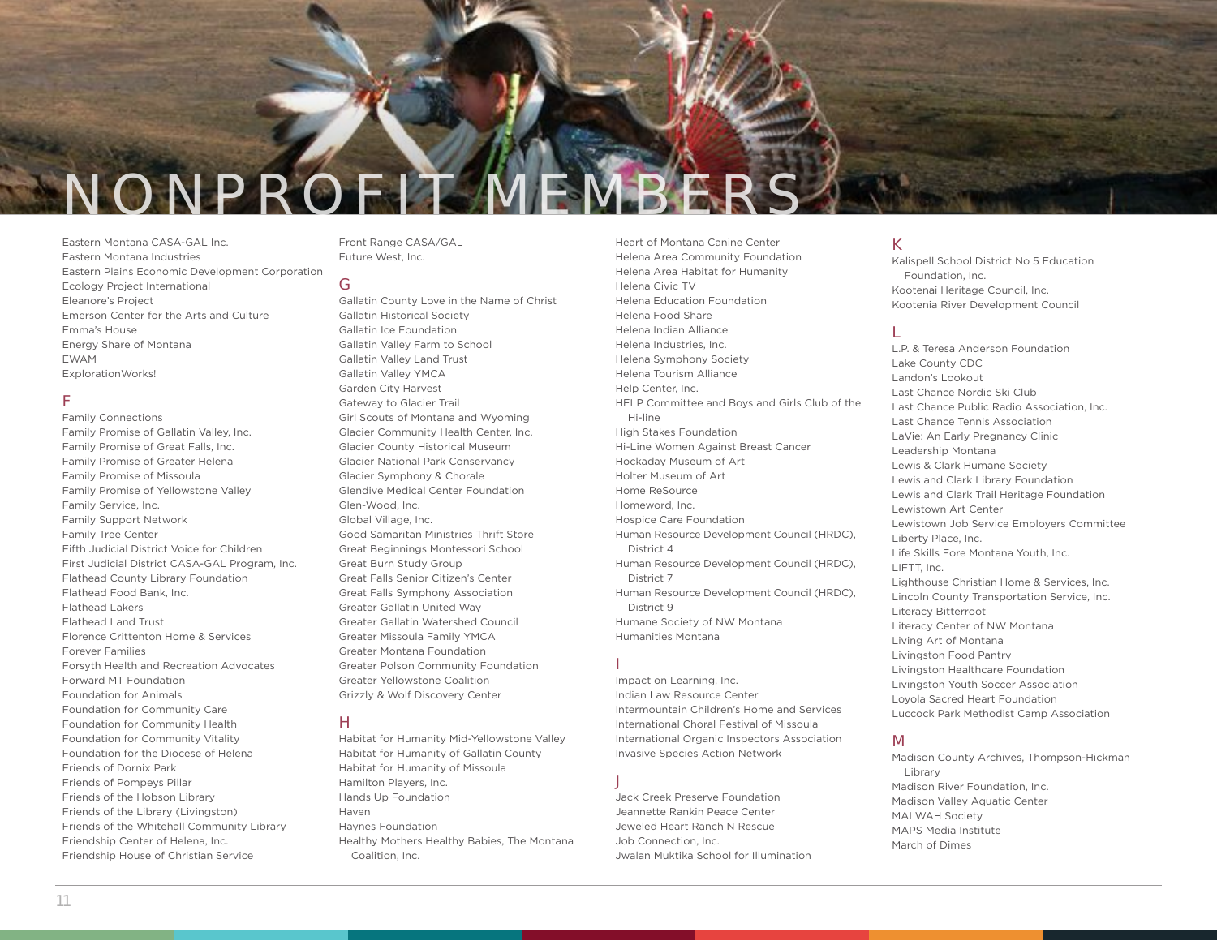# NONPROFIT MEMBERS

Eastern Montana CASA-GAL Inc.
Eastern Montana Industries
Eastern Plains Economic Development Corporation
Ecology Project International
Eleanore's Project
Emerson Center for the Arts and Culture
Emma's House
Energy Share of Montana
EWAM
ExplorationWorks!

## F

Family Connections
Family Promise of Gallatin Valley, Inc.
Family Promise of Great Falls, Inc.
Family Promise of Greater Helena
Family Promise of Missoula
Family Promise of Yellowstone Valley
Family Service, Inc.
Family Support Network
Family Tree Center
Fifth Judicial District Voice for Children
First Judicial District CASA-GAL Program, Inc.
Flathead County Library Foundation
Flathead Food Bank, Inc.
Flathead Lakers
Flathead Land Trust
Florence Crittenton Home & Services
Forever Families
Forsyth Health and Recreation Advocates
Forward MT Foundation
Foundation for Animals
Foundation for Community Care
Foundation for Community Health
Foundation for Community Vitality
Foundation for the Diocese of Helena
Friends of Dornix Park
Friends of Pompeys Pillar
Friends of the Hobson Library
Friends of the Library (Livingston)
Friends of the Whitehall Community Library
Friendship Center of Helena, Inc.
Friendship House of Christian Service
Front Range CASA/GAL
Future West, Inc.

## G

Gallatin County Love in the Name of Christ
Gallatin Historical Society
Gallatin Ice Foundation
Gallatin Valley Farm to School
Gallatin Valley Land Trust
Gallatin Valley YMCA
Garden City Harvest
Gateway to Glacier Trail
Girl Scouts of Montana and Wyoming
Glacier Community Health Center, Inc.
Glacier County Historical Museum
Glacier National Park Conservancy
Glacier Symphony & Chorale
Glendive Medical Center Foundation
Glen-Wood, Inc.
Global Village, Inc.
Good Samaritan Ministries Thrift Store
Great Beginnings Montessori School
Great Burn Study Group
Great Falls Senior Citizen's Center
Great Falls Symphony Association
Greater Gallatin United Way
Greater Gallatin Watershed Council
Greater Missoula Family YMCA
Greater Montana Foundation
Greater Polson Community Foundation
Greater Yellowstone Coalition
Grizzly & Wolf Discovery Center

## H

Habitat for Humanity Mid-Yellowstone Valley
Habitat for Humanity of Gallatin County
Habitat for Humanity of Missoula
Hamilton Players, Inc.
Hands Up Foundation
Haven
Haynes Foundation
Healthy Mothers Healthy Babies, The Montana Coalition, Inc.
Heart of Montana Canine Center
Helena Area Community Foundation
Helena Area Habitat for Humanity
Helena Civic TV
Helena Education Foundation
Helena Food Share
Helena Indian Alliance
Helena Industries, Inc.
Helena Symphony Society
Helena Tourism Alliance
Help Center, Inc.
HELP Committee and Boys and Girls Club of the Hi-line
High Stakes Foundation
Hi-Line Women Against Breast Cancer
Hockaday Museum of Art
Holter Museum of Art
Home ReSource
Homeword, Inc.
Hospice Care Foundation
Human Resource Development Council (HRDC), District 4
Human Resource Development Council (HRDC), District 7
Human Resource Development Council (HRDC), District 9
Humane Society of NW Montana
Humanities Montana

## I

Impact on Learning, Inc.
Indian Law Resource Center
Intermountain Children's Home and Services
International Choral Festival of Missoula
International Organic Inspectors Association
Invasive Species Action Network

## J

Jack Creek Preserve Foundation
Jeannette Rankin Peace Center
Jeweled Heart Ranch N Rescue
Job Connection, Inc.
Jwalan Muktika School for Illumination

## K

Kalispell School District No 5 Education Foundation, Inc.
Kootenai Heritage Council, Inc.
Kootenia River Development Council

## L

L.P. & Teresa Anderson Foundation
Lake County CDC
Landon's Lookout
Last Chance Nordic Ski Club
Last Chance Public Radio Association, Inc.
Last Chance Tennis Association
LaVie: An Early Pregnancy Clinic
Leadership Montana
Lewis & Clark Humane Society
Lewis and Clark Library Foundation
Lewis and Clark Trail Heritage Foundation
Lewistown Art Center
Lewistown Job Service Employers Committee
Liberty Place, Inc.
Life Skills Fore Montana Youth, Inc.
LIFTT, Inc.
Lighthouse Christian Home & Services, Inc.
Lincoln County Transportation Service, Inc.
Literacy Bitterroot
Literacy Center of NW Montana
Living Art of Montana
Livingston Food Pantry
Livingston Healthcare Foundation
Livingston Youth Soccer Association
Loyola Sacred Heart Foundation
Luccock Park Methodist Camp Association

## M

Madison County Archives, Thompson-Hickman Library
Madison River Foundation, Inc.
Madison Valley Aquatic Center
MAI WAH Society
MAPS Media Institute
March of Dimes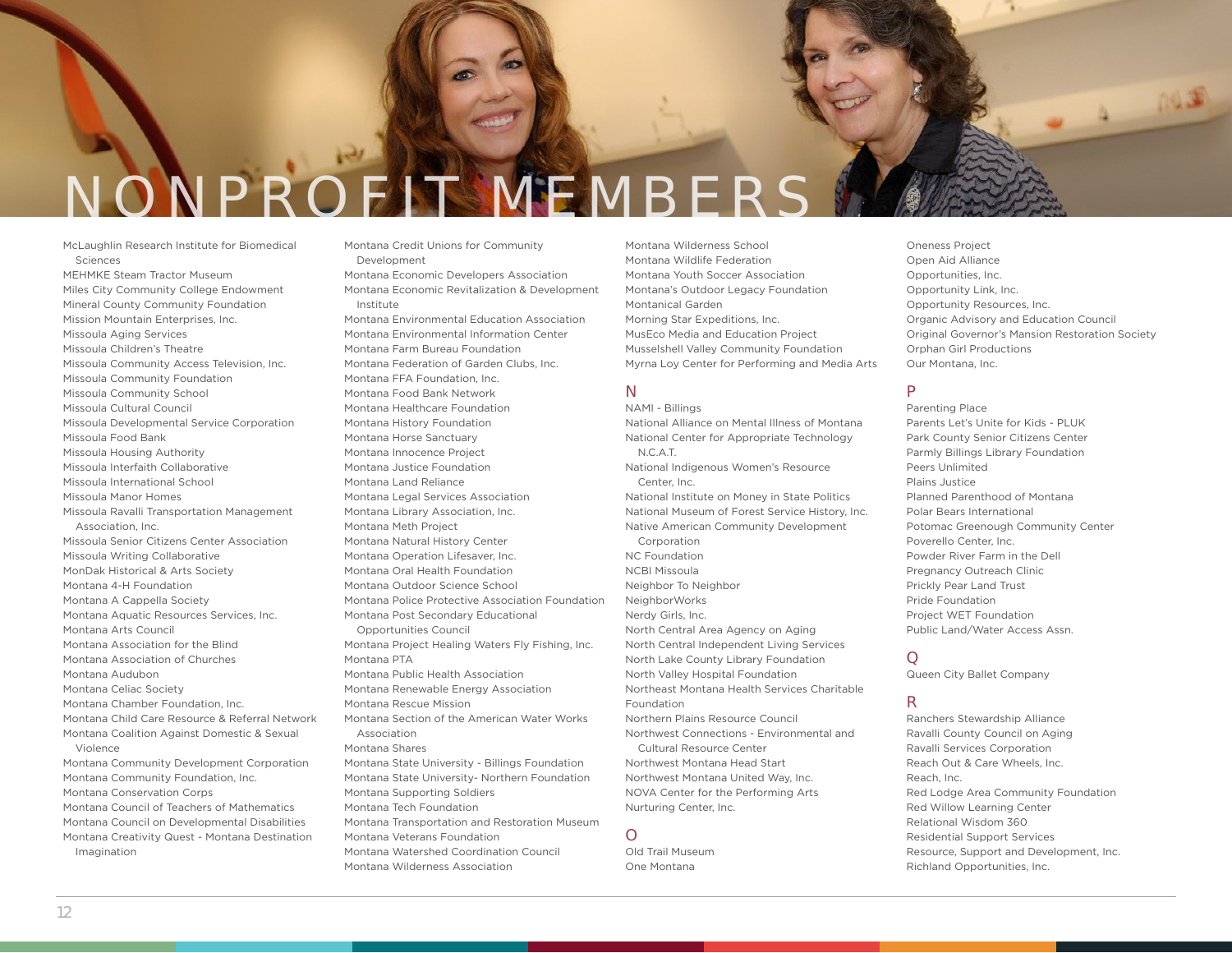# NONPROFIT MEMBERS

McLaughlin Research Institute for Biomedical Sciences
MEHMKE Steam Tractor Museum
Miles City Community College Endowment
Mineral County Community Foundation
Mission Mountain Enterprises, Inc.
Missoula Aging Services
Missoula Children's Theatre
Missoula Community Access Television, Inc.
Missoula Community Foundation
Missoula Community School
Missoula Cultural Council
Missoula Developmental Service Corporation
Missoula Food Bank
Missoula Housing Authority
Missoula Interfaith Collaborative
Missoula International School
Missoula Manor Homes
Missoula Ravalli Transportation Management Association, Inc.
Missoula Senior Citizens Center Association
Missoula Writing Collaborative
MonDak Historical & Arts Society
Montana 4-H Foundation
Montana A Cappella Society
Montana Aquatic Resources Services, Inc.
Montana Arts Council
Montana Association for the Blind
Montana Association of Churches
Montana Audubon
Montana Celiac Society
Montana Chamber Foundation, Inc.
Montana Child Care Resource & Referral Network
Montana Coalition Against Domestic & Sexual Violence
Montana Community Development Corporation
Montana Community Foundation, Inc.
Montana Conservation Corps
Montana Council of Teachers of Mathematics
Montana Council on Developmental Disabilities
Montana Creativity Quest - Montana Destination Imagination
Montana Credit Unions for Community Development
Montana Economic Developers Association
Montana Economic Revitalization & Development Institute
Montana Environmental Education Association
Montana Environmental Information Center
Montana Farm Bureau Foundation
Montana Federation of Garden Clubs, Inc.
Montana FFA Foundation, Inc.
Montana Food Bank Network
Montana Healthcare Foundation
Montana History Foundation
Montana Horse Sanctuary
Montana Innocence Project
Montana Justice Foundation
Montana Land Reliance
Montana Legal Services Association
Montana Library Association, Inc.
Montana Meth Project
Montana Natural History Center
Montana Operation Lifesaver, Inc.
Montana Oral Health Foundation
Montana Outdoor Science School
Montana Police Protective Association Foundation
Montana Post Secondary Educational Opportunities Council
Montana Project Healing Waters Fly Fishing, Inc.
Montana PTA
Montana Public Health Association
Montana Renewable Energy Association
Montana Rescue Mission
Montana Section of the American Water Works Association
Montana Shares
Montana State University - Billings Foundation
Montana State University- Northern Foundation
Montana Supporting Soldiers
Montana Tech Foundation
Montana Transportation and Restoration Museum
Montana Veterans Foundation
Montana Watershed Coordination Council
Montana Wilderness Association
Montana Wilderness School
Montana Wildlife Federation
Montana Youth Soccer Association
Montana's Outdoor Legacy Foundation
Montanical Garden
Morning Star Expeditions, Inc.
MusEco Media and Education Project
Musselshell Valley Community Foundation
Myrna Loy Center for Performing and Media Arts

## N

NAMI - Billings
National Alliance on Mental Illness of Montana
National Center for Appropriate Technology N.C.A.T.
National Indigenous Women's Resource Center, Inc.
National Institute on Money in State Politics
National Museum of Forest Service History, Inc.
Native American Community Development Corporation
NC Foundation
NCBI Missoula
Neighbor To Neighbor
NeighborWorks
Nerdy Girls, Inc.
North Central Area Agency on Aging
North Central Independent Living Services
North Lake County Library Foundation
North Valley Hospital Foundation
Northeast Montana Health Services Charitable Foundation
Northern Plains Resource Council
Northwest Connections - Environmental and Cultural Resource Center
Northwest Montana Head Start
Northwest Montana United Way, Inc.
NOVA Center for the Performing Arts
Nurturing Center, Inc.

## O

Old Trail Museum
One Montana
Oneness Project
Open Aid Alliance
Opportunities, Inc.
Opportunity Link, Inc.
Opportunity Resources, Inc.
Organic Advisory and Education Council
Original Governor's Mansion Restoration Society
Orphan Girl Productions
Our Montana, Inc.

## P

Parenting Place
Parents Let's Unite for Kids - PLUK
Park County Senior Citizens Center
Parmly Billings Library Foundation
Peers Unlimited
Plains Justice
Planned Parenthood of Montana
Polar Bears International
Potomac Greenough Community Center
Poverello Center, Inc.
Powder River Farm in the Dell
Pregnancy Outreach Clinic
Prickly Pear Land Trust
Pride Foundation
Project WET Foundation
Public Land/Water Access Assn.

## Q

Queen City Ballet Company

## R

Ranchers Stewardship Alliance
Ravalli County Council on Aging
Ravalli Services Corporation
Reach Out & Care Wheels, Inc.
Reach, Inc.
Red Lodge Area Community Foundation
Red Willow Learning Center
Relational Wisdom 360
Residential Support Services
Resource, Support and Development, Inc.
Richland Opportunities, Inc.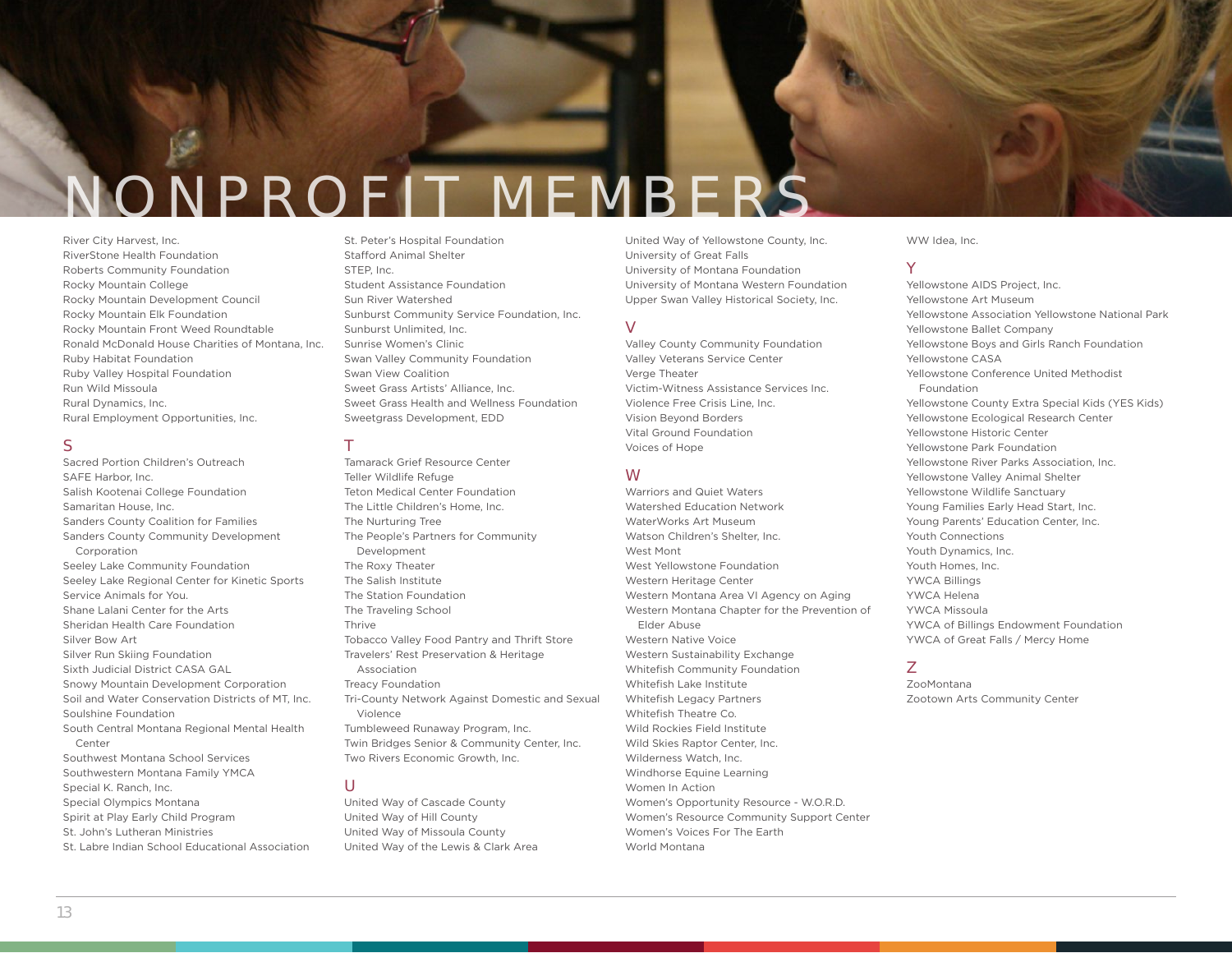# NONPROFIT MEMBERS

River City Harvest, Inc.
RiverStone Health Foundation
Roberts Community Foundation
Rocky Mountain College
Rocky Mountain Development Council
Rocky Mountain Elk Foundation
Rocky Mountain Front Weed Roundtable
Ronald McDonald House Charities of Montana, Inc.
Ruby Habitat Foundation
Ruby Valley Hospital Foundation
Run Wild Missoula
Rural Dynamics, Inc.
Rural Employment Opportunities, Inc.

## S

Sacred Portion Children's Outreach
SAFE Harbor, Inc.
Salish Kootenai College Foundation
Samaritan House, Inc.
Sanders County Coalition for Families
Sanders County Community Development Corporation
Seeley Lake Community Foundation
Seeley Lake Regional Center for Kinetic Sports
Service Animals for You.
Shane Lalani Center for the Arts
Sheridan Health Care Foundation
Silver Bow Art
Silver Run Skiing Foundation
Sixth Judicial District CASA GAL
Snowy Mountain Development Corporation
Soil and Water Conservation Districts of MT, Inc.
Soulshine Foundation
South Central Montana Regional Mental Health Center
Southwest Montana School Services
Southwestern Montana Family YMCA
Special K. Ranch, Inc.
Special Olympics Montana
Spirit at Play Early Child Program
St. John's Lutheran Ministries
St. Labre Indian School Educational Association
St. Peter's Hospital Foundation
Stafford Animal Shelter
STEP, Inc.
Student Assistance Foundation
Sun River Watershed
Sunburst Community Service Foundation, Inc.
Sunburst Unlimited, Inc.
Sunrise Women's Clinic
Swan Valley Community Foundation
Swan View Coalition
Sweet Grass Artists' Alliance, Inc.
Sweet Grass Health and Wellness Foundation
Sweetgrass Development, EDD

## T

Tamarack Grief Resource Center
Teller Wildlife Refuge
Teton Medical Center Foundation
The Little Children's Home, Inc.
The Nurturing Tree
The People's Partners for Community Development
The Roxy Theater
The Salish Institute
The Station Foundation
The Traveling School
Thrive
Tobacco Valley Food Pantry and Thrift Store
Travelers' Rest Preservation & Heritage Association
Treacy Foundation
Tri-County Network Against Domestic and Sexual Violence
Tumbleweed Runaway Program, Inc.
Twin Bridges Senior & Community Center, Inc.
Two Rivers Economic Growth, Inc.

## U

United Way of Cascade County
United Way of Hill County
United Way of Missoula County
United Way of the Lewis & Clark Area
United Way of Yellowstone County, Inc.
University of Great Falls
University of Montana Foundation
University of Montana Western Foundation
Upper Swan Valley Historical Society, Inc.

## V

Valley County Community Foundation
Valley Veterans Service Center
Verge Theater
Victim-Witness Assistance Services Inc.
Violence Free Crisis Line, Inc.
Vision Beyond Borders
Vital Ground Foundation
Voices of Hope

## W

Warriors and Quiet Waters
Watershed Education Network
WaterWorks Art Museum
Watson Children's Shelter, Inc.
West Mont
West Yellowstone Foundation
Western Heritage Center
Western Montana Area VI Agency on Aging
Western Montana Chapter for the Prevention of Elder Abuse
Western Native Voice
Western Sustainability Exchange
Whitefish Community Foundation
Whitefish Lake Institute
Whitefish Legacy Partners
Whitefish Theatre Co.
Wild Rockies Field Institute
Wild Skies Raptor Center, Inc.
Wilderness Watch, Inc.
Windhorse Equine Learning
Women In Action
Women's Opportunity Resource - W.O.R.D.
Women's Resource Community Support Center
Women's Voices For The Earth
World Montana
WW Idea, Inc.

## Y

Yellowstone AIDS Project, Inc.
Yellowstone Art Museum
Yellowstone Association Yellowstone National Park
Yellowstone Ballet Company
Yellowstone Boys and Girls Ranch Foundation
Yellowstone CASA
Yellowstone Conference United Methodist Foundation
Yellowstone County Extra Special Kids (YES Kids)
Yellowstone Ecological Research Center
Yellowstone Historic Center
Yellowstone Park Foundation
Yellowstone River Parks Association, Inc.
Yellowstone Valley Animal Shelter
Yellowstone Wildlife Sanctuary
Young Families Early Head Start, Inc.
Young Parents' Education Center, Inc.
Youth Connections
Youth Dynamics, Inc.
Youth Homes, Inc.
YWCA Billings
YWCA Helena
YWCA Missoula
YWCA of Billings Endowment Foundation
YWCA of Great Falls / Mercy Home

## Z

ZooMontana
Zootown Arts Community Center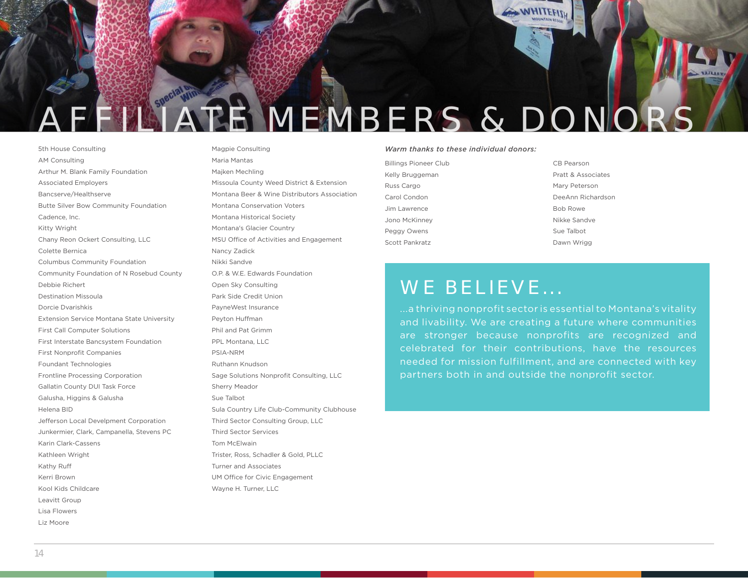# AFFILIATE MEMBERS & DONORS

5th House Consulting
AM Consulting
Arthur M. Blank Family Foundation
Associated Employers
Bancserve/Healthserve
Butte Silver Bow Community Foundation
Cadence, Inc.
Kitty Wright
Chany Reon Ockert Consulting, LLC
Colette Bernica
Columbus Community Foundation
Community Foundation of N Rosebud County
Debbie Richert
Destination Missoula
Dorcie Dvarishkis
Extension Service Montana State University
First Call Computer Solutions
First Interstate Bancsystem Foundation
First Nonprofit Companies
Foundant Technologies
Frontline Processing Corporation
Gallatin County DUI Task Force
Galusha, Higgins & Galusha
Helena BID
Jefferson Local Develpment Corporation
Junkermier, Clark, Campanella, Stevens PC
Karin Clark-Cassens
Kathleen Wright
Kathy Ruff
Kerri Brown
Kool Kids Childcare
Leavitt Group
Lisa Flowers
Liz Moore
Magpie Consulting
Maria Mantas
Majken Mechling
Missoula County Weed District & Extension
Montana Beer & Wine Distributors Association
Montana Conservation Voters
Montana Historical Society
Montana's Glacier Country
MSU Office of Activities and Engagement
Nancy Zadick
Nikki Sandve
O.P. & W.E. Edwards Foundation
Open Sky Consulting
Park Side Credit Union
PayneWest Insurance
Peyton Huffman
Phil and Pat Grimm
PPL Montana, LLC
PSIA-NRM
Ruthann Knudson
Sage Solutions Nonprofit Consulting, LLC
Sherry Meador
Sue Talbot
Sula Country Life Club-Community Clubhouse
Third Sector Consulting Group, LLC
Third Sector Services
Tom McElwain
Trister, Ross, Schadler & Gold, PLLC
Turner and Associates
UM Office for Civic Engagement
Wayne H. Turner, LLC

*Warm thanks to these individual donors:*

Billings Pioneer Club
Kelly Bruggeman
Russ Cargo
Carol Condon
Jim Lawrence
Jono McKinney
Peggy Owens
Scott Pankratz
CB Pearson
Pratt & Associates
Mary Peterson
DeeAnn Richardson
Bob Rowe
Nikke Sandve
Sue Talbot
Dawn Wrigg

## WE BELIEVE...

...a thriving nonprofit sector is essential to Montana's vitality and livability. We are creating a future where communities are stronger because nonprofits are recognized and celebrated for their contributions, have the resources needed for mission fulfillment, and are connected with key partners both in and outside the nonprofit sector.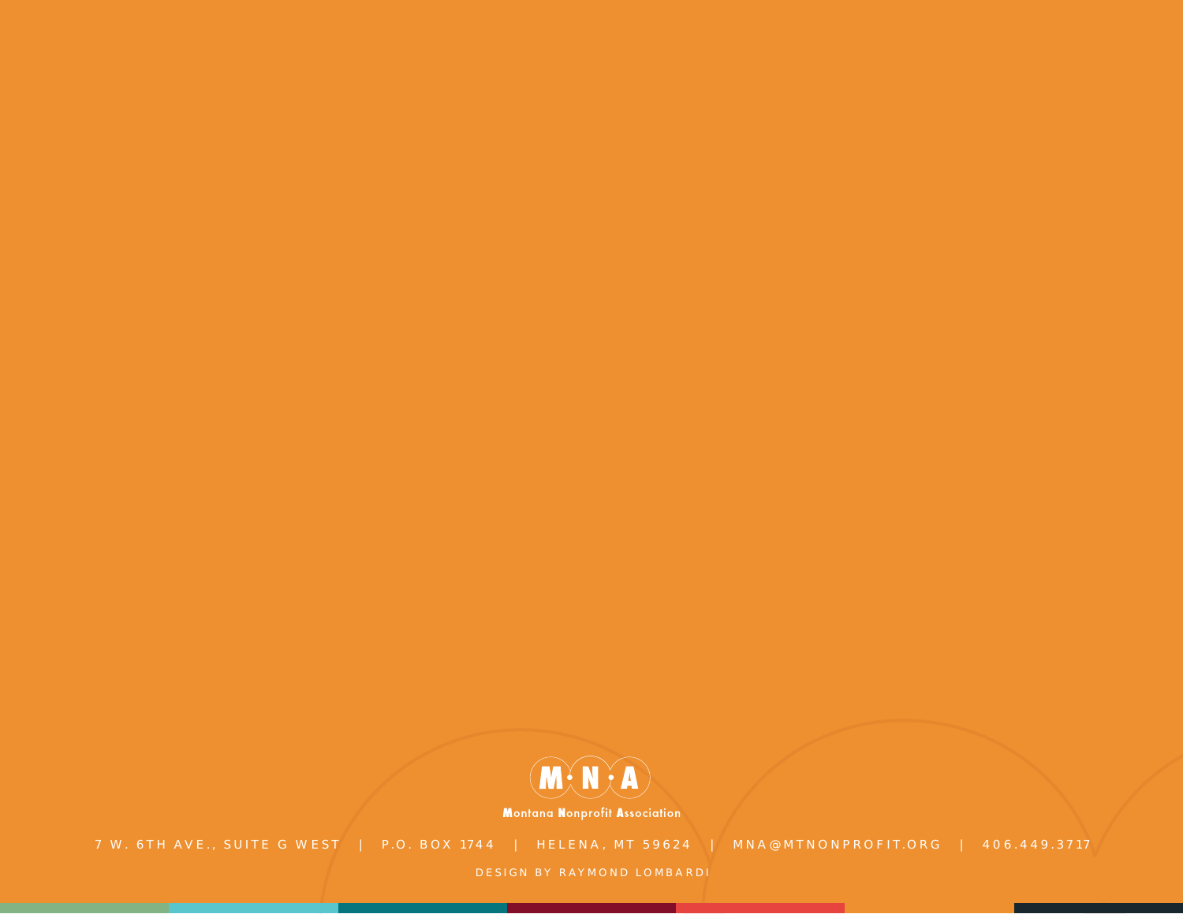M·N·A

Montana Nonprofit Association

7 W. 6TH AVE., SUITE G WEST | P.O. BOX 1744 | HELENA, MT 59624 | MNA@MTNONPROFIT.ORG | 406.449.3717

DESIGN BY RAYMOND LOMBARDI